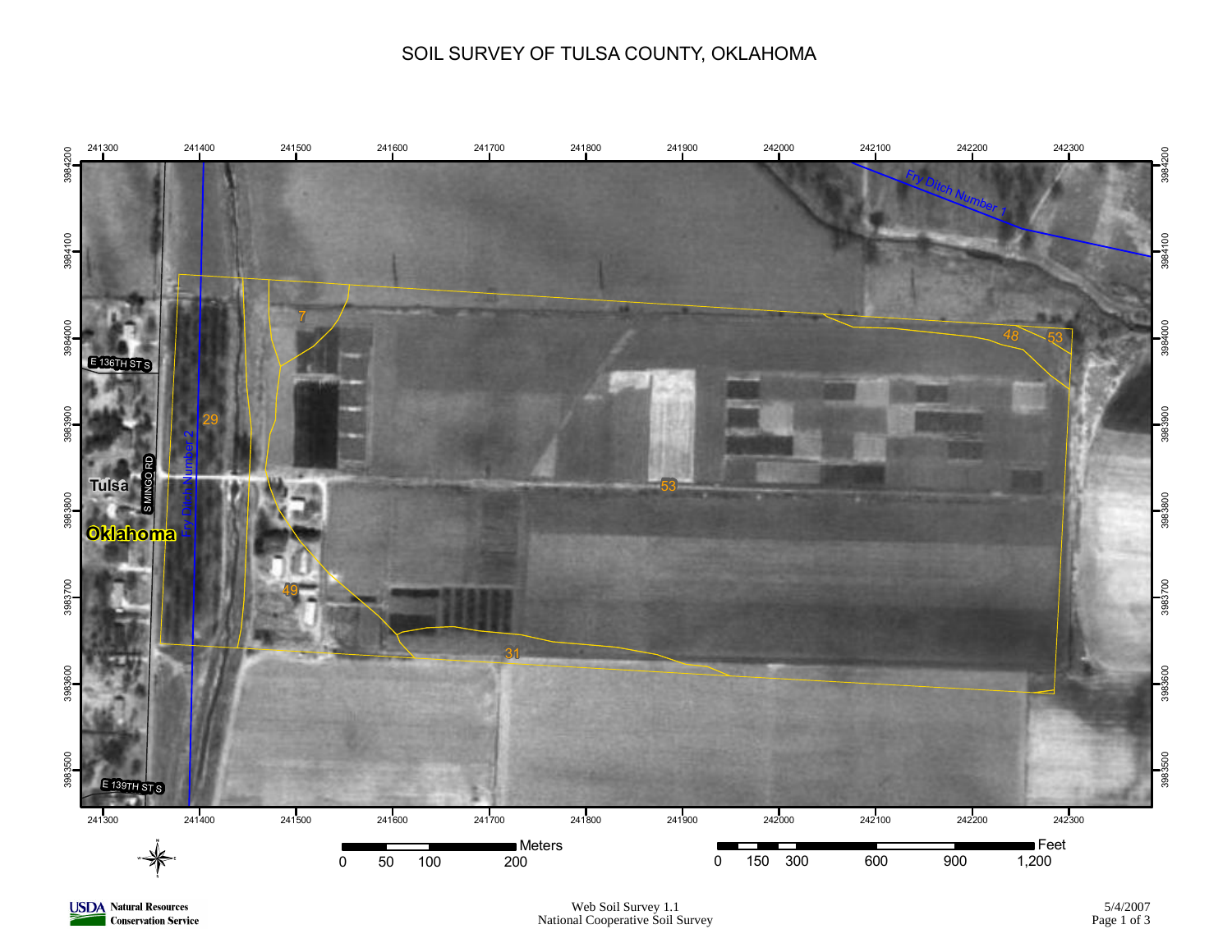# SOIL SURVEY OF TULSA COUNTY, OKLAHOMA

241300 241400 241500 241600 241700 241800 241900 242000 242100 242200 242300

3984200 3984100 3984000 3983900 3983800 3983700 3983600 3983500

Fry Ditch Number 1

Fry Ditch Number 2

E 136TH ST S

S MINGO RD

E 139TH ST S

Tulsa

Oklahoma

7

29

48

53

53

49

31

Meters

0 50 100 200

Feet

0 150 300 600 900 1,200

USDA Natural Resources Conservation Service

Web Soil Survey 1.1
National Cooperative Soil Survey

5/4/2007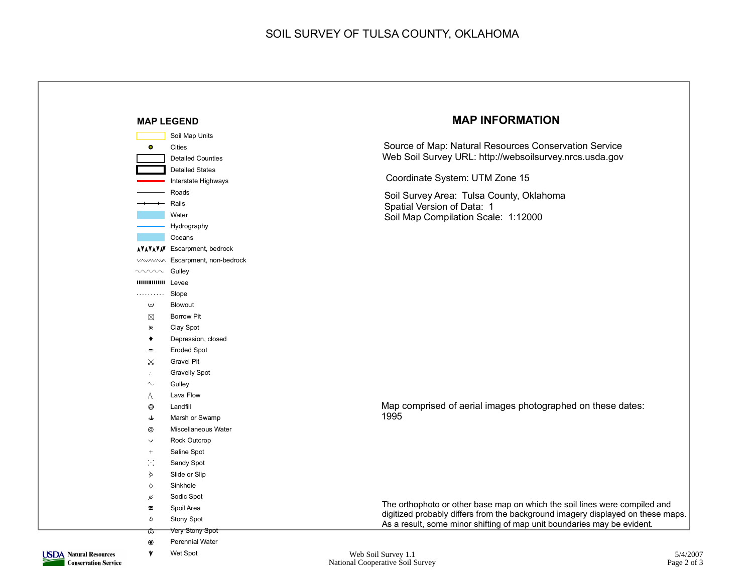# SOIL SURVEY OF TULSA COUNTY, OKLAHOMA

## MAP LEGEND

- Soil Map Units
- Cities
- Detailed Counties
- Detailed States
- Interstate Highways
- Roads
- Rails
- Water
- Hydrography
- Oceans
- Escarpment, bedrock
- Escarpment, non-bedrock
- Gulley
- Levee
- Slope
- Blowout
- Borrow Pit
- Clay Spot
- Depression, closed
- Eroded Spot
- Gravel Pit
- Gravelly Spot
- Gulley
- Lava Flow
- Landfill
- Marsh or Swamp
- Miscellaneous Water
- Rock Outcrop
- Saline Spot
- Sandy Spot
- Slide or Slip
- Sinkhole
- Sodic Spot
- Spoil Area
- Stony Spot
- Very Stony Spot
- Perennial Water
- Wet Spot

## MAP INFORMATION

Source of Map: Natural Resources Conservation Service
Web Soil Survey URL: http://websoilsurvey.nrcs.usda.gov

Coordinate System: UTM Zone 15

Soil Survey Area: Tulsa County, Oklahoma
Spatial Version of Data: 1
Soil Map Compilation Scale: 1:12000

Map comprised of aerial images photographed on these dates:
1995

The orthophoto or other base map on which the soil lines were compiled and digitized probably differs from the background imagery displayed on these maps. As a result, some minor shifting of map unit boundaries may be evident.

USDA Natural Resources Conservation Service

Web Soil Survey 1.1
National Cooperative Soil Survey

5/4/2007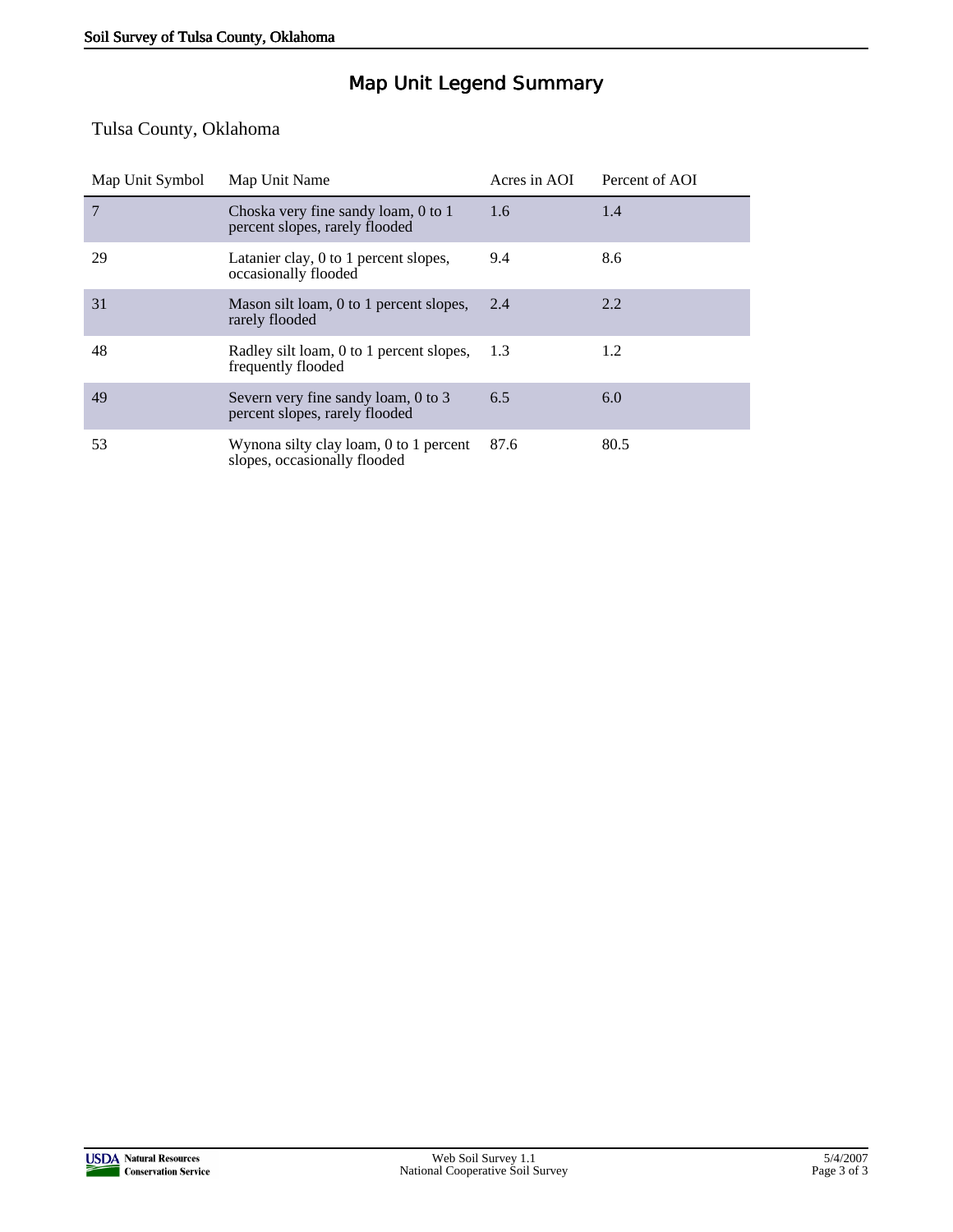# Map Unit Legend Summary

Tulsa County, Oklahoma

| Map Unit Symbol | Map Unit Name | Acres in AOI | Percent of AOI |
|---|---|---|---|
| 7 | Choska very fine sandy loam, 0 to 1 percent slopes, rarely flooded | 1.6 | 1.4 |
| 29 | Latanier clay, 0 to 1 percent slopes, occasionally flooded | 9.4 | 8.6 |
| 31 | Mason silt loam, 0 to 1 percent slopes, rarely flooded | 2.4 | 2.2 |
| 48 | Radley silt loam, 0 to 1 percent slopes, frequently flooded | 1.3 | 1.2 |
| 49 | Severn very fine sandy loam, 0 to 3 percent slopes, rarely flooded | 6.5 | 6.0 |
| 53 | Wynona silty clay loam, 0 to 1 percent slopes, occasionally flooded | 87.6 | 80.5 |